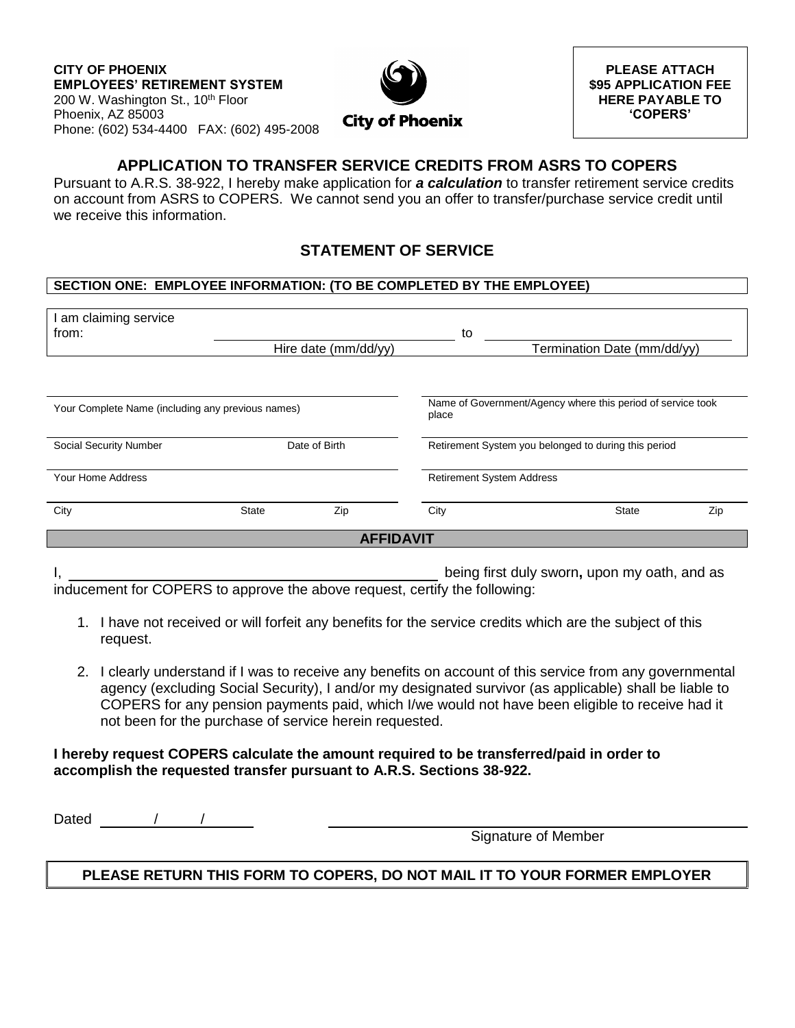**CITY OF PHOENIX**
**EMPLOYEES' RETIREMENT SYSTEM**
200 W. Washington St., 10th Floor
Phoenix, AZ 85003
Phone: (602) 534-4400 FAX: (602) 495-2008

City of Phoenix

**PLEASE ATTACH $95 APPLICATION FEE HERE PAYABLE TO 'COPERS'**

## APPLICATION TO TRANSFER SERVICE CREDITS FROM ASRS TO COPERS

Pursuant to A.R.S. 38-922, I hereby make application for ***a calculation*** to transfer retirement service credits on account from ASRS to COPERS. We cannot send you an offer to transfer/purchase service credit until we receive this information.

## STATEMENT OF SERVICE

**SECTION ONE: EMPLOYEE INFORMATION: (TO BE COMPLETED BY THE EMPLOYEE)**

I am claiming service from: ______________________ to ______________________
Hire date (mm/dd/yy) — Termination Date (mm/dd/yy)

| | | | | | |
|---|---|---|---|---|---|
| Your Complete Name (including any previous names) | | | Name of Government/Agency where this period of service took place | | |
| Social Security Number | Date of Birth | | Retirement System you belonged to during this period | | |
| Your Home Address | | | Retirement System Address | | |
| City | State | Zip | City | State | Zip |

**AFFIDAVIT**

I, ______________________________________ being first duly sworn**,** upon my oath, and as inducement for COPERS to approve the above request, certify the following:

1. I have not received or will forfeit any benefits for the service credits which are the subject of this request.
2. I clearly understand if I was to receive any benefits on account of this service from any governmental agency (excluding Social Security), I and/or my designated survivor (as applicable) shall be liable to COPERS for any pension payments paid, which I/we would not have been eligible to receive had it not been for the purchase of service herein requested.

**I hereby request COPERS calculate the amount required to be transferred/paid in order to accomplish the requested transfer pursuant to A.R.S. Sections 38-922.**

Dated ______/_____/______

______________________________________
Signature of Member

**PLEASE RETURN THIS FORM TO COPERS, DO NOT MAIL IT TO YOUR FORMER EMPLOYER**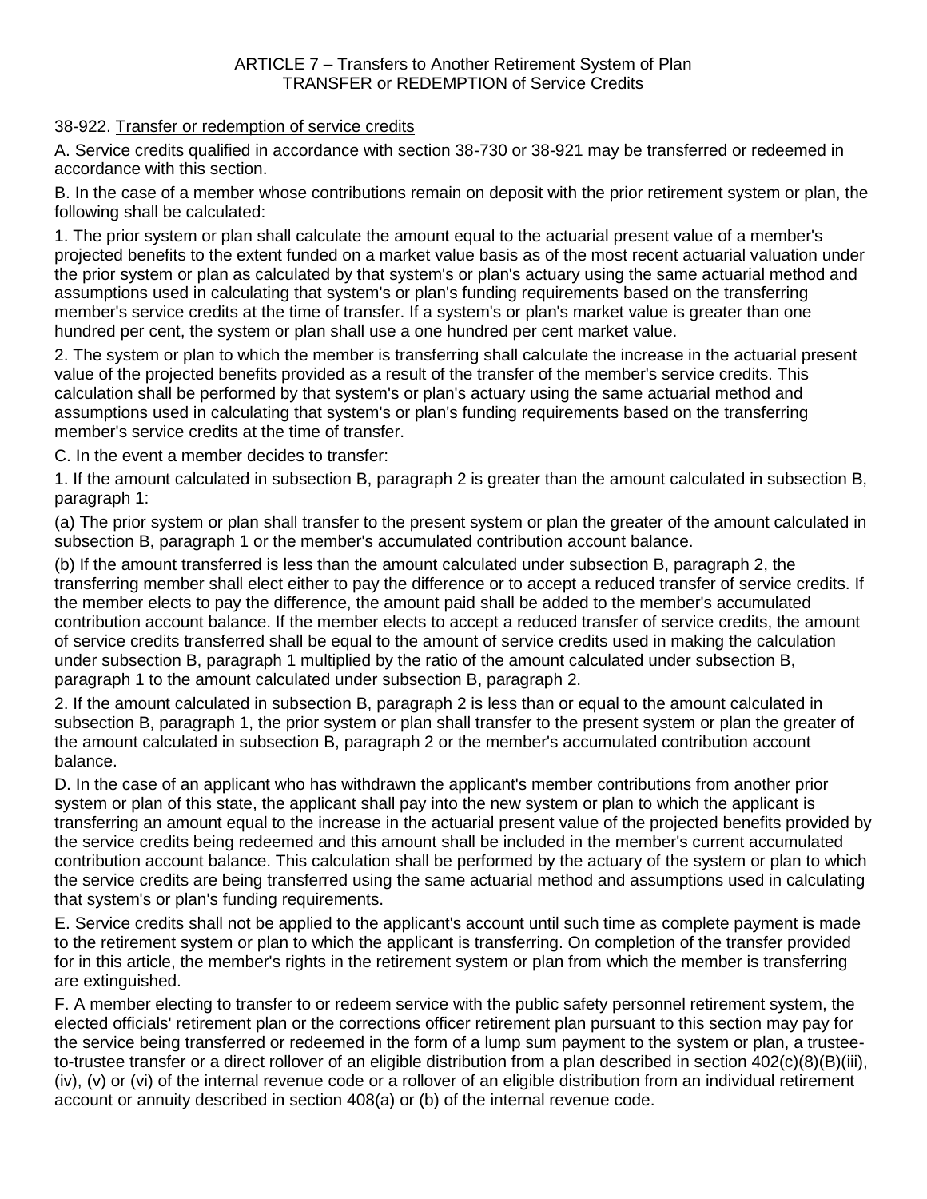ARTICLE 7 – Transfers to Another Retirement System of Plan
TRANSFER or REDEMPTION of Service Credits

38-922. Transfer or redemption of service credits

A. Service credits qualified in accordance with section 38-730 or 38-921 may be transferred or redeemed in accordance with this section.

B. In the case of a member whose contributions remain on deposit with the prior retirement system or plan, the following shall be calculated:

1. The prior system or plan shall calculate the amount equal to the actuarial present value of a member's projected benefits to the extent funded on a market value basis as of the most recent actuarial valuation under the prior system or plan as calculated by that system's or plan's actuary using the same actuarial method and assumptions used in calculating that system's or plan's funding requirements based on the transferring member's service credits at the time of transfer. If a system's or plan's market value is greater than one hundred per cent, the system or plan shall use a one hundred per cent market value.

2. The system or plan to which the member is transferring shall calculate the increase in the actuarial present value of the projected benefits provided as a result of the transfer of the member's service credits. This calculation shall be performed by that system's or plan's actuary using the same actuarial method and assumptions used in calculating that system's or plan's funding requirements based on the transferring member's service credits at the time of transfer.

C. In the event a member decides to transfer:

1. If the amount calculated in subsection B, paragraph 2 is greater than the amount calculated in subsection B, paragraph 1:

(a) The prior system or plan shall transfer to the present system or plan the greater of the amount calculated in subsection B, paragraph 1 or the member's accumulated contribution account balance.

(b) If the amount transferred is less than the amount calculated under subsection B, paragraph 2, the transferring member shall elect either to pay the difference or to accept a reduced transfer of service credits. If the member elects to pay the difference, the amount paid shall be added to the member's accumulated contribution account balance. If the member elects to accept a reduced transfer of service credits, the amount of service credits transferred shall be equal to the amount of service credits used in making the calculation under subsection B, paragraph 1 multiplied by the ratio of the amount calculated under subsection B, paragraph 1 to the amount calculated under subsection B, paragraph 2.

2. If the amount calculated in subsection B, paragraph 2 is less than or equal to the amount calculated in subsection B, paragraph 1, the prior system or plan shall transfer to the present system or plan the greater of the amount calculated in subsection B, paragraph 2 or the member's accumulated contribution account balance.

D. In the case of an applicant who has withdrawn the applicant's member contributions from another prior system or plan of this state, the applicant shall pay into the new system or plan to which the applicant is transferring an amount equal to the increase in the actuarial present value of the projected benefits provided by the service credits being redeemed and this amount shall be included in the member's current accumulated contribution account balance. This calculation shall be performed by the actuary of the system or plan to which the service credits are being transferred using the same actuarial method and assumptions used in calculating that system's or plan's funding requirements.

E. Service credits shall not be applied to the applicant's account until such time as complete payment is made to the retirement system or plan to which the applicant is transferring. On completion of the transfer provided for in this article, the member's rights in the retirement system or plan from which the member is transferring are extinguished.

F. A member electing to transfer to or redeem service with the public safety personnel retirement system, the elected officials' retirement plan or the corrections officer retirement plan pursuant to this section may pay for the service being transferred or redeemed in the form of a lump sum payment to the system or plan, a trustee-to-trustee transfer or a direct rollover of an eligible distribution from a plan described in section 402(c)(8)(B)(iii), (iv), (v) or (vi) of the internal revenue code or a rollover of an eligible distribution from an individual retirement account or annuity described in section 408(a) or (b) of the internal revenue code.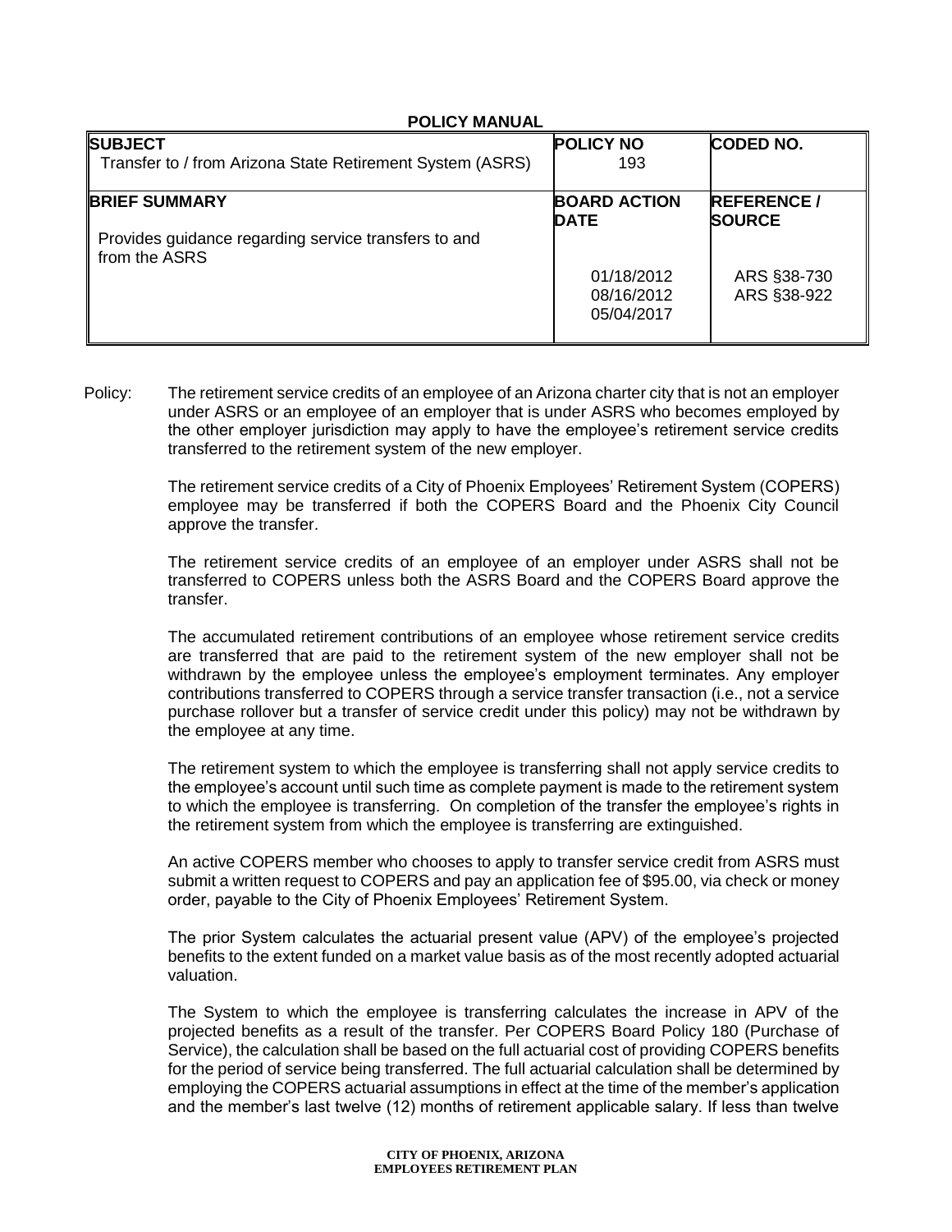**POLICY MANUAL**

| **SUBJECT**<br>Transfer to / from Arizona State Retirement System (ASRS) | **POLICY NO**<br>193 | **CODED NO.** |
|---|---|---|
| **BRIEF SUMMARY**<br><br>Provides guidance regarding service transfers to and from the ASRS | **BOARD ACTION DATE**<br><br>01/18/2012<br>08/16/2012<br>05/04/2017 | **REFERENCE / SOURCE**<br><br>ARS §38-730<br>ARS §38-922 |

Policy: The retirement service credits of an employee of an Arizona charter city that is not an employer under ASRS or an employee of an employer that is under ASRS who becomes employed by the other employer jurisdiction may apply to have the employee's retirement service credits transferred to the retirement system of the new employer.

The retirement service credits of a City of Phoenix Employees' Retirement System (COPERS) employee may be transferred if both the COPERS Board and the Phoenix City Council approve the transfer.

The retirement service credits of an employee of an employer under ASRS shall not be transferred to COPERS unless both the ASRS Board and the COPERS Board approve the transfer.

The accumulated retirement contributions of an employee whose retirement service credits are transferred that are paid to the retirement system of the new employer shall not be withdrawn by the employee unless the employee's employment terminates. Any employer contributions transferred to COPERS through a service transfer transaction (i.e., not a service purchase rollover but a transfer of service credit under this policy) may not be withdrawn by the employee at any time.

The retirement system to which the employee is transferring shall not apply service credits to the employee's account until such time as complete payment is made to the retirement system to which the employee is transferring. On completion of the transfer the employee's rights in the retirement system from which the employee is transferring are extinguished.

An active COPERS member who chooses to apply to transfer service credit from ASRS must submit a written request to COPERS and pay an application fee of $95.00, via check or money order, payable to the City of Phoenix Employees' Retirement System.

The prior System calculates the actuarial present value (APV) of the employee's projected benefits to the extent funded on a market value basis as of the most recently adopted actuarial valuation.

The System to which the employee is transferring calculates the increase in APV of the projected benefits as a result of the transfer. Per COPERS Board Policy 180 (Purchase of Service), the calculation shall be based on the full actuarial cost of providing COPERS benefits for the period of service being transferred. The full actuarial calculation shall be determined by employing the COPERS actuarial assumptions in effect at the time of the member's application and the member's last twelve (12) months of retirement applicable salary. If less than twelve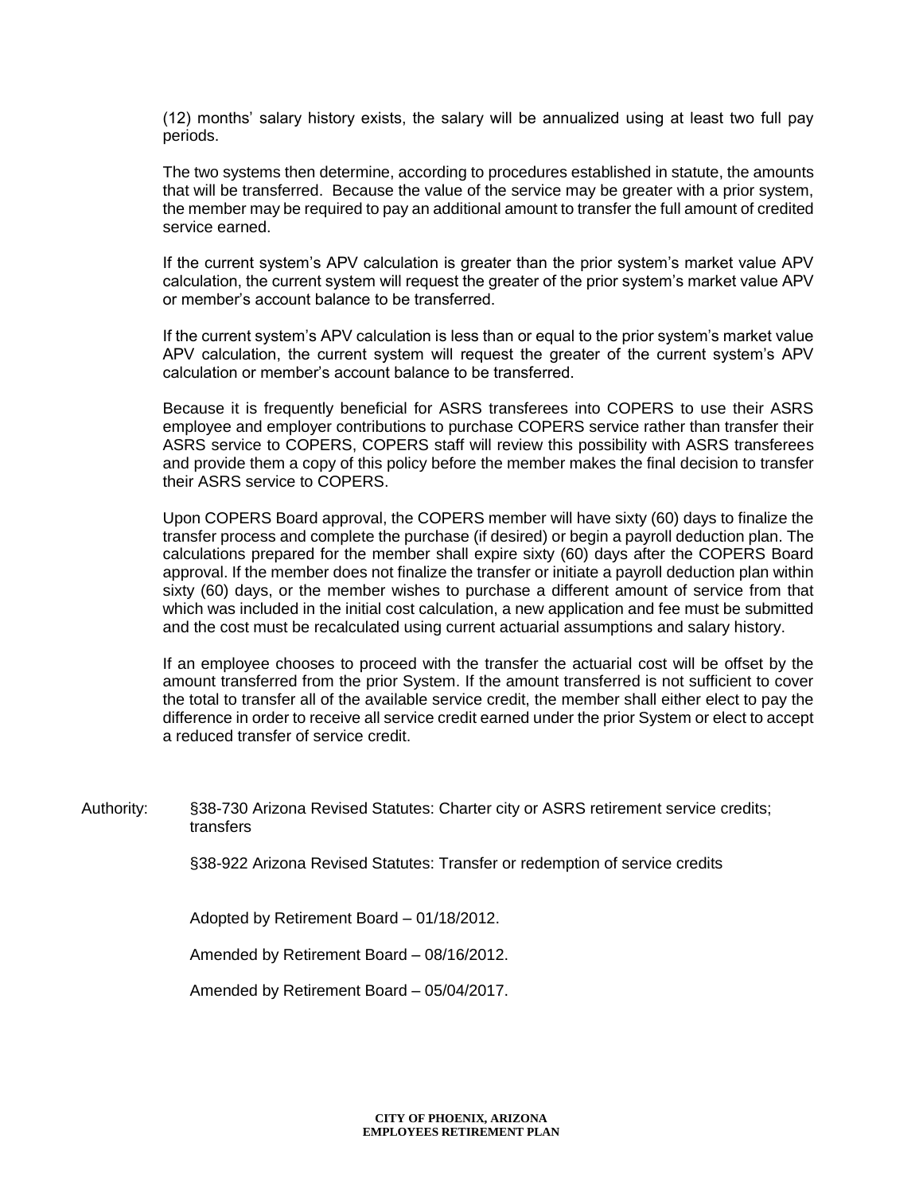(12) months' salary history exists, the salary will be annualized using at least two full pay periods.

The two systems then determine, according to procedures established in statute, the amounts that will be transferred. Because the value of the service may be greater with a prior system, the member may be required to pay an additional amount to transfer the full amount of credited service earned.

If the current system's APV calculation is greater than the prior system's market value APV calculation, the current system will request the greater of the prior system's market value APV or member's account balance to be transferred.

If the current system's APV calculation is less than or equal to the prior system's market value APV calculation, the current system will request the greater of the current system's APV calculation or member's account balance to be transferred.

Because it is frequently beneficial for ASRS transferees into COPERS to use their ASRS employee and employer contributions to purchase COPERS service rather than transfer their ASRS service to COPERS, COPERS staff will review this possibility with ASRS transferees and provide them a copy of this policy before the member makes the final decision to transfer their ASRS service to COPERS.

Upon COPERS Board approval, the COPERS member will have sixty (60) days to finalize the transfer process and complete the purchase (if desired) or begin a payroll deduction plan. The calculations prepared for the member shall expire sixty (60) days after the COPERS Board approval. If the member does not finalize the transfer or initiate a payroll deduction plan within sixty (60) days, or the member wishes to purchase a different amount of service from that which was included in the initial cost calculation, a new application and fee must be submitted and the cost must be recalculated using current actuarial assumptions and salary history.

If an employee chooses to proceed with the transfer the actuarial cost will be offset by the amount transferred from the prior System. If the amount transferred is not sufficient to cover the total to transfer all of the available service credit, the member shall either elect to pay the difference in order to receive all service credit earned under the prior System or elect to accept a reduced transfer of service credit.

Authority: §38-730 Arizona Revised Statutes: Charter city or ASRS retirement service credits; transfers

§38-922 Arizona Revised Statutes: Transfer or redemption of service credits

Adopted by Retirement Board – 01/18/2012.

Amended by Retirement Board – 08/16/2012.

Amended by Retirement Board – 05/04/2017.